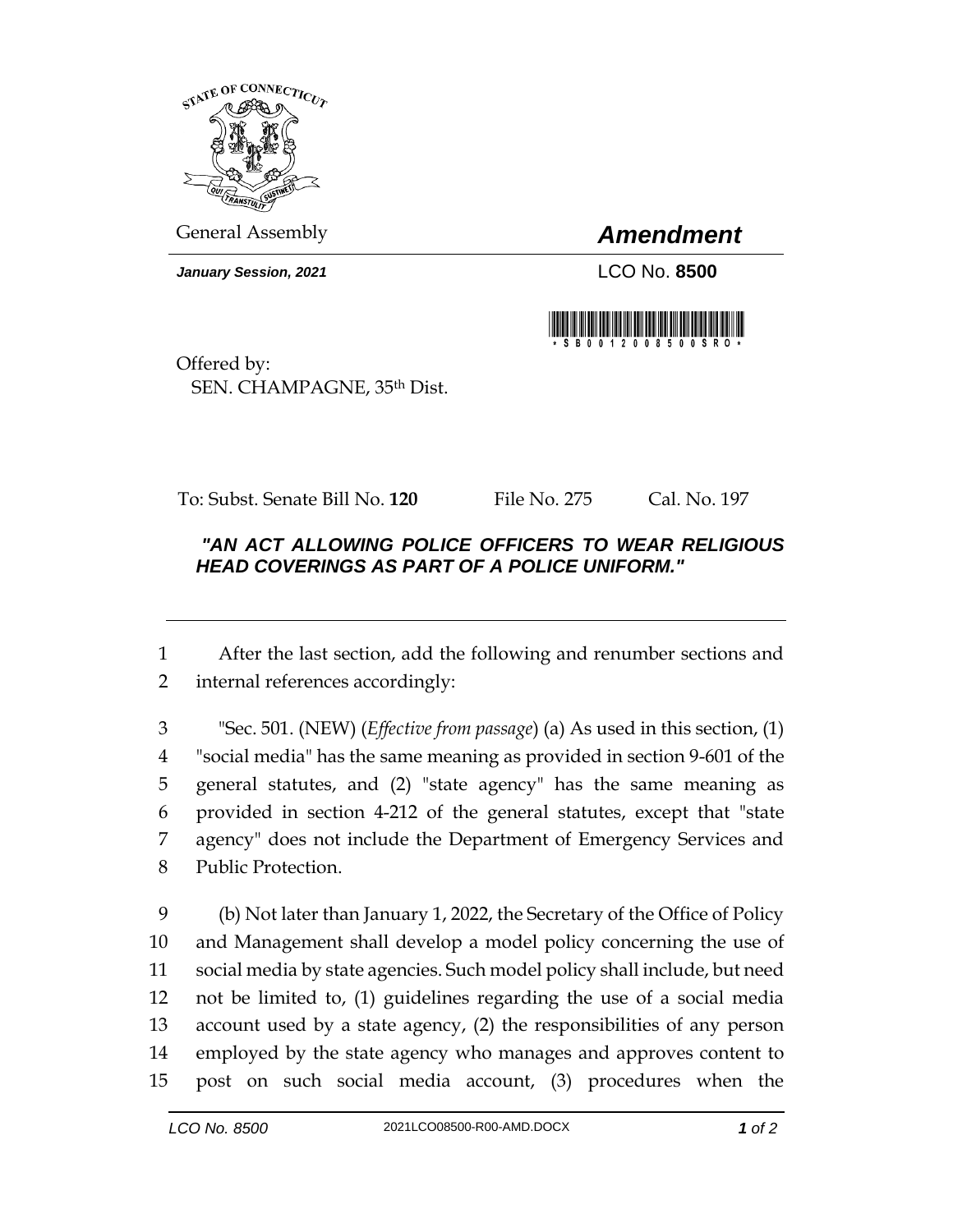General Assembly

# *Amendment*

***January Session, 2021***

LCO No. **8500**

Offered by:
SEN. CHAMPAGNE, 35th Dist.

To: Subst. Senate Bill No. **120** File No. 275 Cal. No. 197

***"AN ACT ALLOWING POLICE OFFICERS TO WEAR RELIGIOUS HEAD COVERINGS AS PART OF A POLICE UNIFORM."***

---

After the last section, add the following and renumber sections and internal references accordingly:

"Sec. 501. (NEW) (*Effective from passage*) (a) As used in this section, (1) "social media" has the same meaning as provided in section 9-601 of the general statutes, and (2) "state agency" has the same meaning as provided in section 4-212 of the general statutes, except that "state agency" does not include the Department of Emergency Services and Public Protection.

(b) Not later than January 1, 2022, the Secretary of the Office of Policy and Management shall develop a model policy concerning the use of social media by state agencies. Such model policy shall include, but need not be limited to, (1) guidelines regarding the use of a social media account used by a state agency, (2) the responsibilities of any person employed by the state agency who manages and approves content to post on such social media account, (3) procedures when the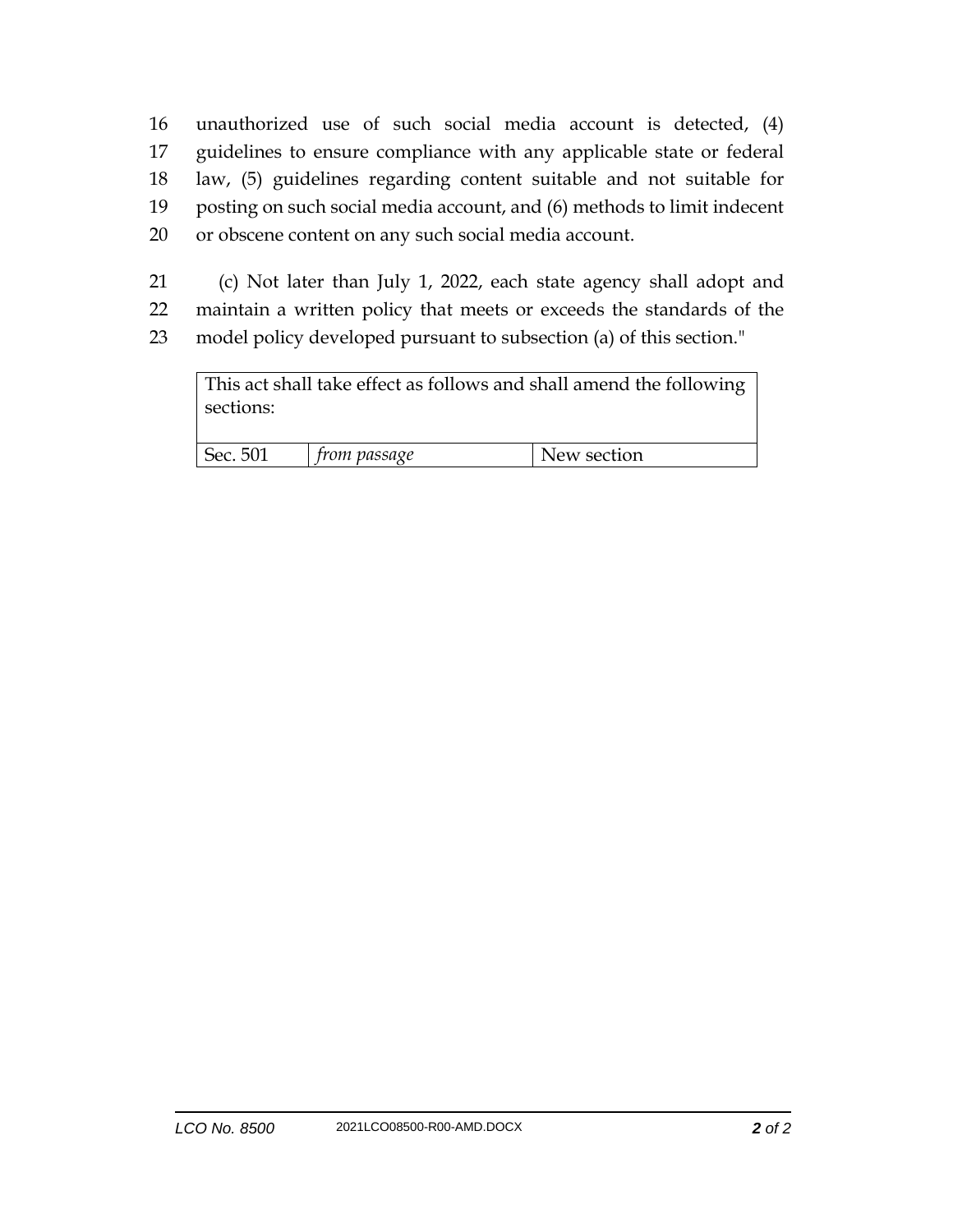16 unauthorized use of such social media account is detected, (4)
17 guidelines to ensure compliance with any applicable state or federal
18 law, (5) guidelines regarding content suitable and not suitable for
19 posting on such social media account, and (6) methods to limit indecent
20 or obscene content on any such social media account.

21 (c) Not later than July 1, 2022, each state agency shall adopt and
22 maintain a written policy that meets or exceeds the standards of the
23 model policy developed pursuant to subsection (a) of this section."

| This act shall take effect as follows and shall amend the following sections: | | |
|---|---|---|
| Sec. 501 | *from passage* | New section |

*LCO No. 8500* 2021LCO08500-R00-AMD.DOCX